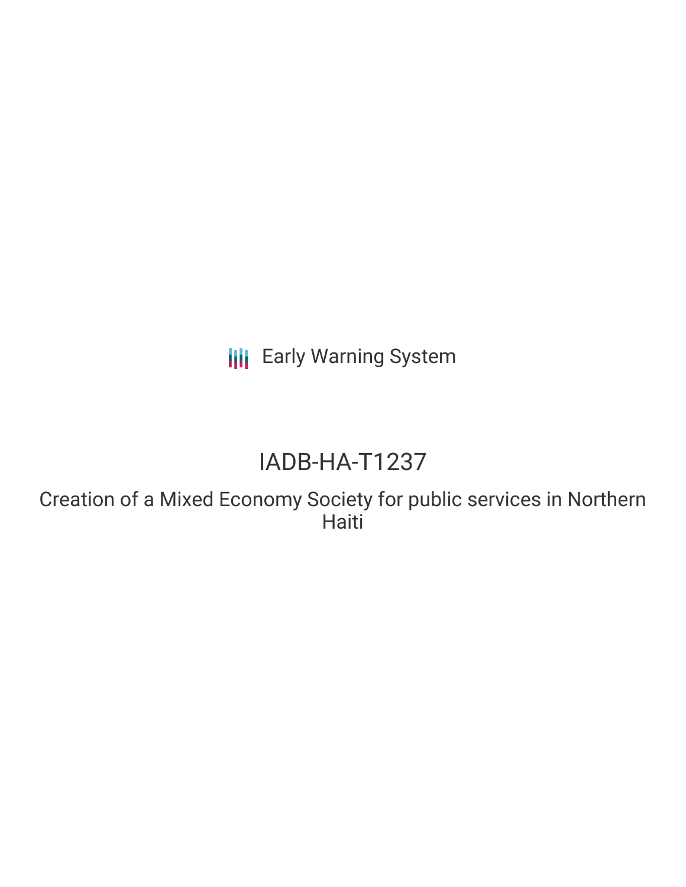Early Warning System

# IADB-HA-T1237

## Creation of a Mixed Economy Society for public services in Northern Haiti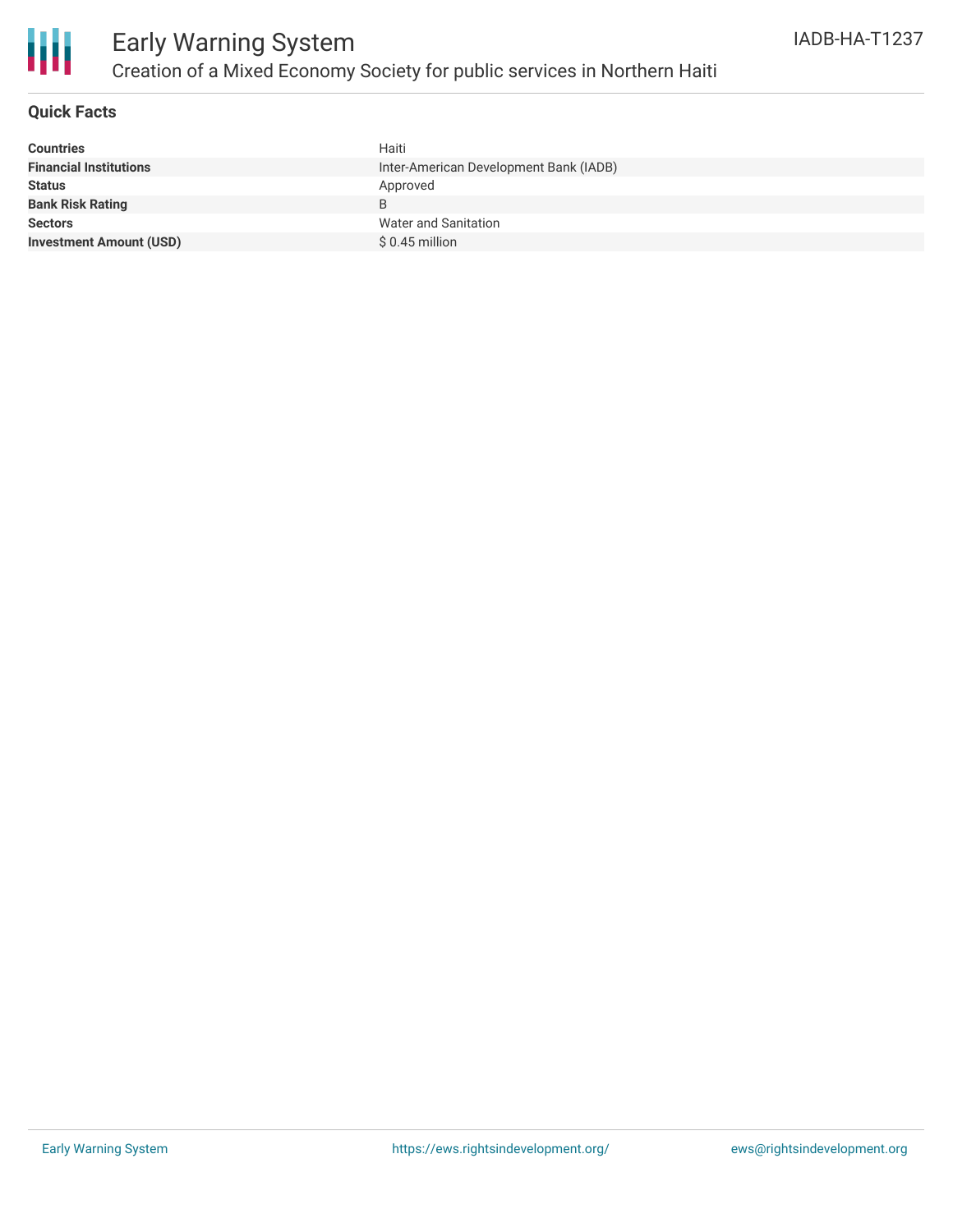# Early Warning System

## Creation of a Mixed Economy Society for public services in Northern Haiti

IADB-HA-T1237

### Quick Facts

| | |
|---|---|
| **Countries** | Haiti |
| **Financial Institutions** | Inter-American Development Bank (IADB) |
| **Status** | Approved |
| **Bank Risk Rating** | B |
| **Sectors** | Water and Sanitation |
| **Investment Amount (USD)** | $ 0.45 million |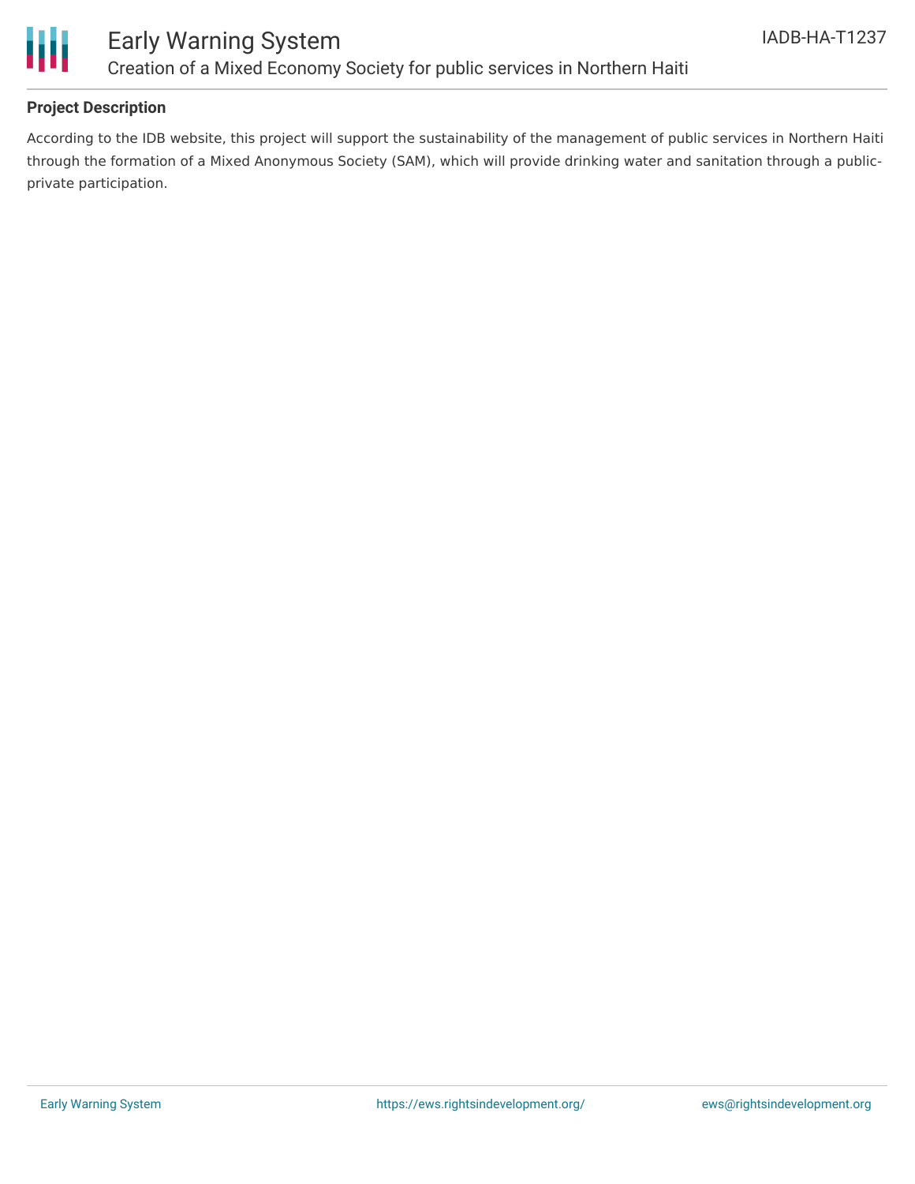## Project Description

According to the IDB website, this project will support the sustainability of the management of public services in Northern Haiti through the formation of a Mixed Anonymous Society (SAM), which will provide drinking water and sanitation through a public-private participation.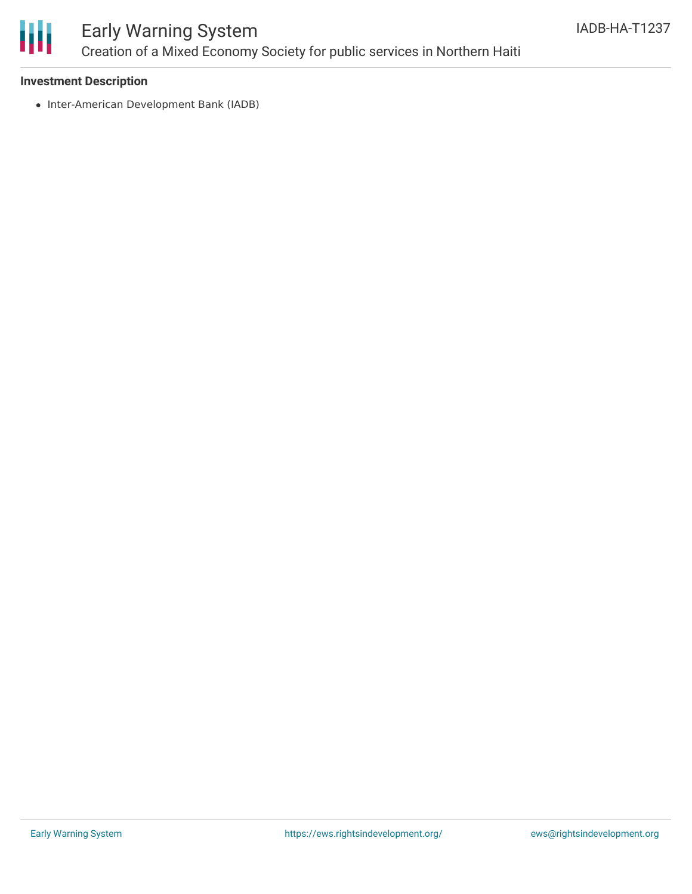### Investment Description

- Inter-American Development Bank (IADB)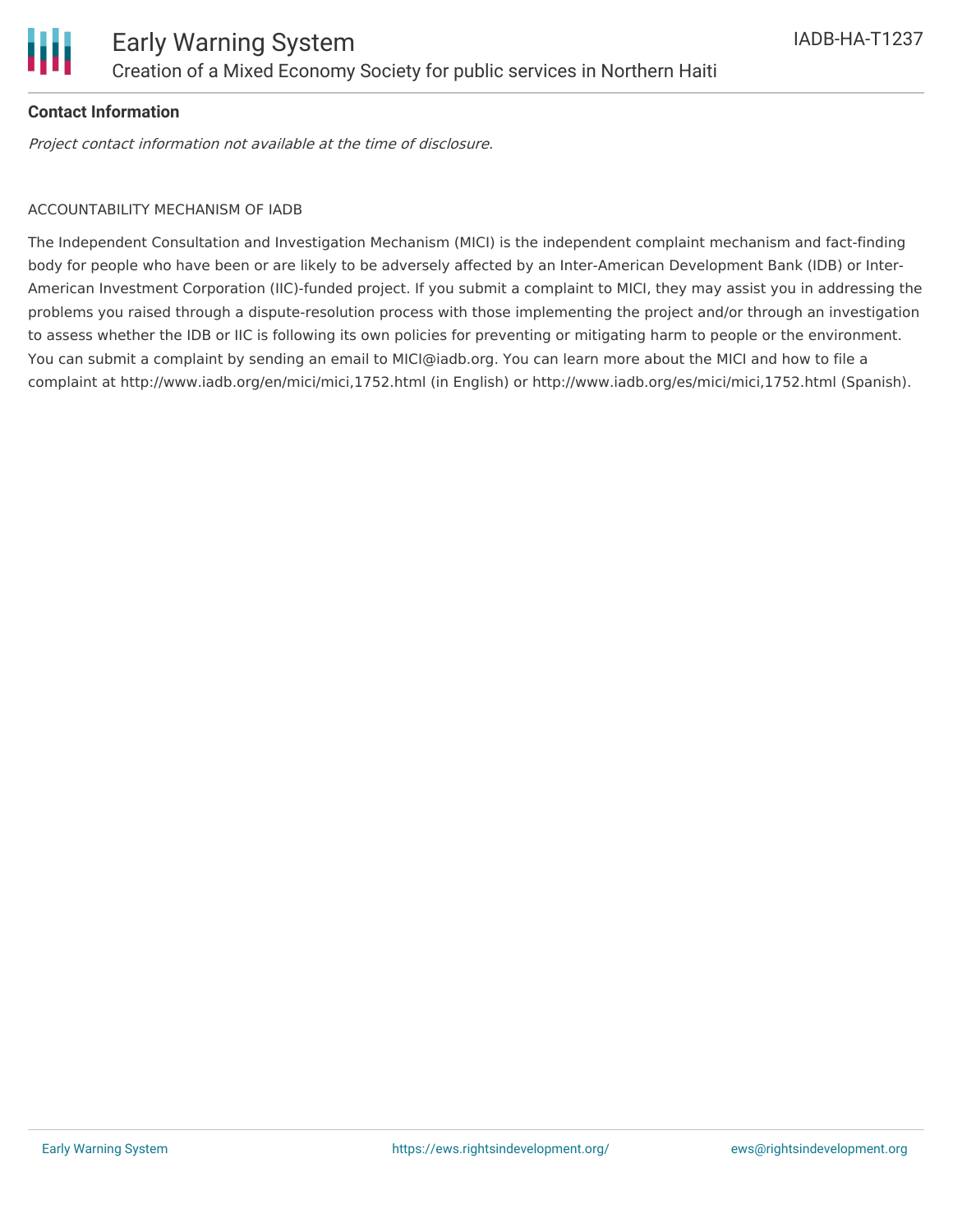**Contact Information**

*Project contact information not available at the time of disclosure.*

ACCOUNTABILITY MECHANISM OF IADB

The Independent Consultation and Investigation Mechanism (MICI) is the independent complaint mechanism and fact-finding body for people who have been or are likely to be adversely affected by an Inter-American Development Bank (IDB) or Inter-American Investment Corporation (IIC)-funded project. If you submit a complaint to MICI, they may assist you in addressing the problems you raised through a dispute-resolution process with those implementing the project and/or through an investigation to assess whether the IDB or IIC is following its own policies for preventing or mitigating harm to people or the environment. You can submit a complaint by sending an email to MICI@iadb.org. You can learn more about the MICI and how to file a complaint at http://www.iadb.org/en/mici/mici,1752.html (in English) or http://www.iadb.org/es/mici/mici,1752.html (Spanish).